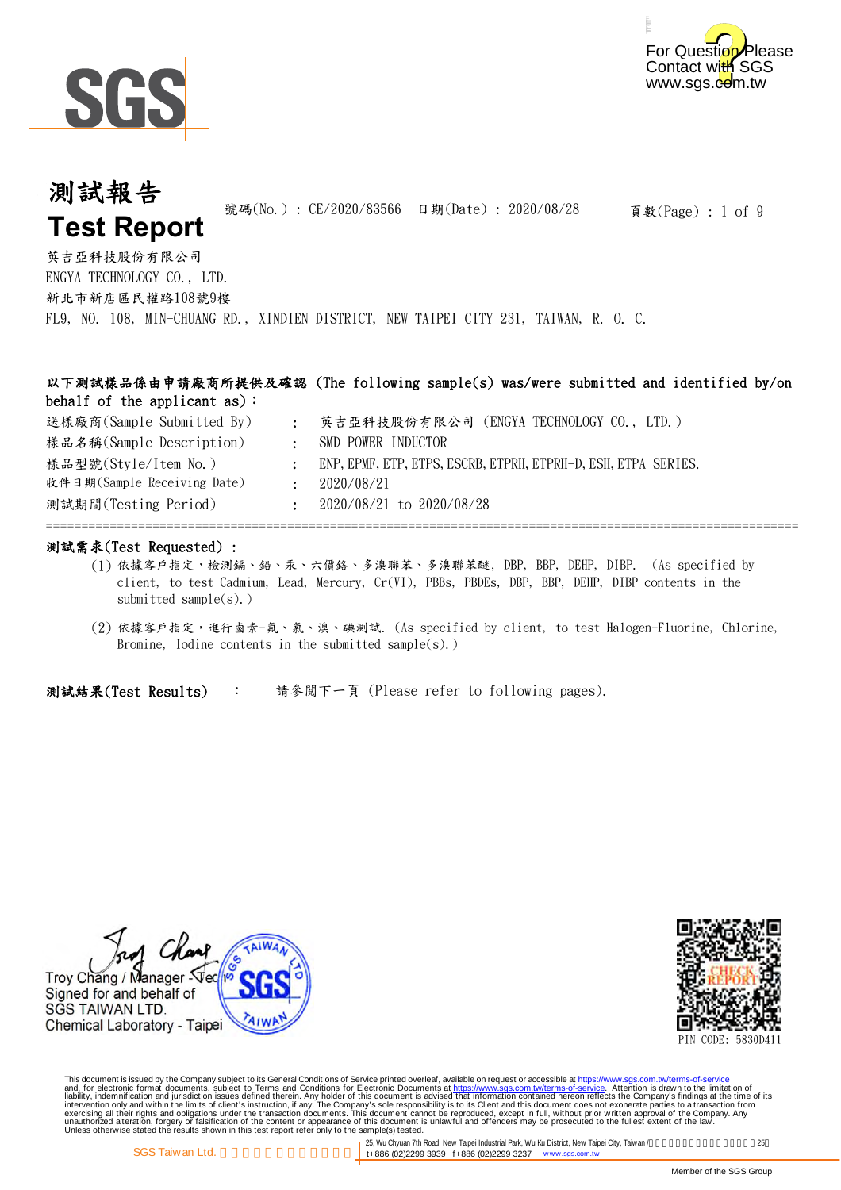# 測試報告

# Test Report

號碼(No.) : CE/2020/83566　日期(Date) : 2020/08/28

英吉亞科技股份有限公司
ENGYA TECHNOLOGY CO., LTD.
新北市新店區民權路108號9樓
FL9, NO. 108, MIN-CHUANG RD., XINDIEN DISTRICT, NEW TAIPEI CITY 231, TAIWAN, R. O. C.

**以下測試樣品係由申請廠商所提供及確認 (The following sample(s) was/were submitted and identified by/on behalf of the applicant as)：**

| | | |
|---|---|---|
| 送樣廠商(Sample Submitted By) | : | 英吉亞科技股份有限公司 (ENGYA TECHNOLOGY CO., LTD.) |
| 樣品名稱(Sample Description) | : | SMD POWER INDUCTOR |
| 樣品型號(Style/Item No.) | : | ENP, EPMF, ETP, ETPS, ESCRB, ETPRH, ETPRH-D, ESH, ETPA SERIES. |
| 收件日期(Sample Receiving Date) | : | 2020/08/21 |
| 測試期間(Testing Period) | : | 2020/08/21 to 2020/08/28 |

**測試需求(Test Requested) :**

(1) 依據客戶指定，檢測鎘、鉛、汞、六價鉻、多溴聯苯、多溴聯苯醚, DBP, BBP, DEHP, DIBP. (As specified by client, to test Cadmium, Lead, Mercury, Cr(VI), PBBs, PBDEs, DBP, BBP, DEHP, DIBP contents in the submitted sample(s).)

(2) 依據客戶指定，進行鹵素-氟、氯、溴、碘測試. (As specified by client, to test Halogen-Fluorine, Chlorine, Bromine, Iodine contents in the submitted sample(s).)

**測試結果(Test Results)** :　請參閱下一頁 (Please refer to following pages).

Troy Chang / Manager - Tech
Signed for and behalf of
SGS TAIWAN LTD.
Chemical Laboratory - Taipei

PIN CODE: 5830D411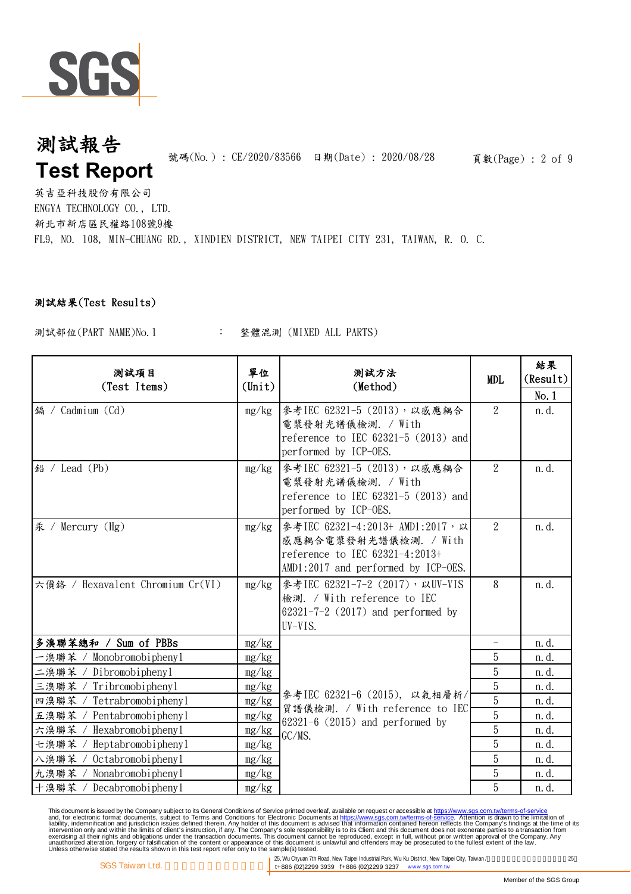# 測試報告
# Test Report

號碼(No.) : CE/2020/83566　日期(Date) : 2020/08/28

英吉亞科技股份有限公司
ENGYA TECHNOLOGY CO., LTD.
新北市新店區民權路108號9樓
FL9, NO. 108, MIN-CHUANG RD., XINDIEN DISTRICT, NEW TAIPEI CITY 231, TAIWAN, R. O. C.

## 測試結果(Test Results)

測試部位(PART NAME)No.1　　:　整體混測 (MIXED ALL PARTS)

| 測試項目 (Test Items) | 單位 (Unit) | 測試方法 (Method) | MDL | 結果 (Result) No.1 |
|---|---|---|---|---|
| 鎘 / Cadmium (Cd) | mg/kg | 參考IEC 62321-5 (2013)，以感應耦合電漿發射光譜儀檢測. / With reference to IEC 62321-5 (2013) and performed by ICP-OES. | 2 | n.d. |
| 鉛 / Lead (Pb) | mg/kg | 參考IEC 62321-5 (2013)，以感應耦合電漿發射光譜儀檢測. / With reference to IEC 62321-5 (2013) and performed by ICP-OES. | 2 | n.d. |
| 汞 / Mercury (Hg) | mg/kg | 參考IEC 62321-4:2013+ AMD1:2017，以感應耦合電漿發射光譜儀檢測. / With reference to IEC 62321-4:2013+ AMD1:2017 and performed by ICP-OES. | 2 | n.d. |
| 六價鉻 / Hexavalent Chromium Cr(VI) | mg/kg | 參考IEC 62321-7-2 (2017)，以UV-VIS檢測. / With reference to IEC 62321-7-2 (2017) and performed by UV-VIS. | 8 | n.d. |
| **多溴聯苯總和 / Sum of PBBs** | mg/kg | 參考IEC 62321-6 (2015), 以氣相層析/質譜儀檢測. / With reference to IEC 62321-6 (2015) and performed by GC/MS. | - | n.d. |
| 一溴聯苯 / Monobromobiphenyl | mg/kg | | 5 | n.d. |
| 二溴聯苯 / Dibromobiphenyl | mg/kg | | 5 | n.d. |
| 三溴聯苯 / Tribromobiphenyl | mg/kg | | 5 | n.d. |
| 四溴聯苯 / Tetrabromobiphenyl | mg/kg | | 5 | n.d. |
| 五溴聯苯 / Pentabromobiphenyl | mg/kg | | 5 | n.d. |
| 六溴聯苯 / Hexabromobiphenyl | mg/kg | | 5 | n.d. |
| 七溴聯苯 / Heptabromobiphenyl | mg/kg | | 5 | n.d. |
| 八溴聯苯 / Octabromobiphenyl | mg/kg | | 5 | n.d. |
| 九溴聯苯 / Nonabromobiphenyl | mg/kg | | 5 | n.d. |
| 十溴聯苯 / Decabromobiphenyl | mg/kg | | 5 | n.d. |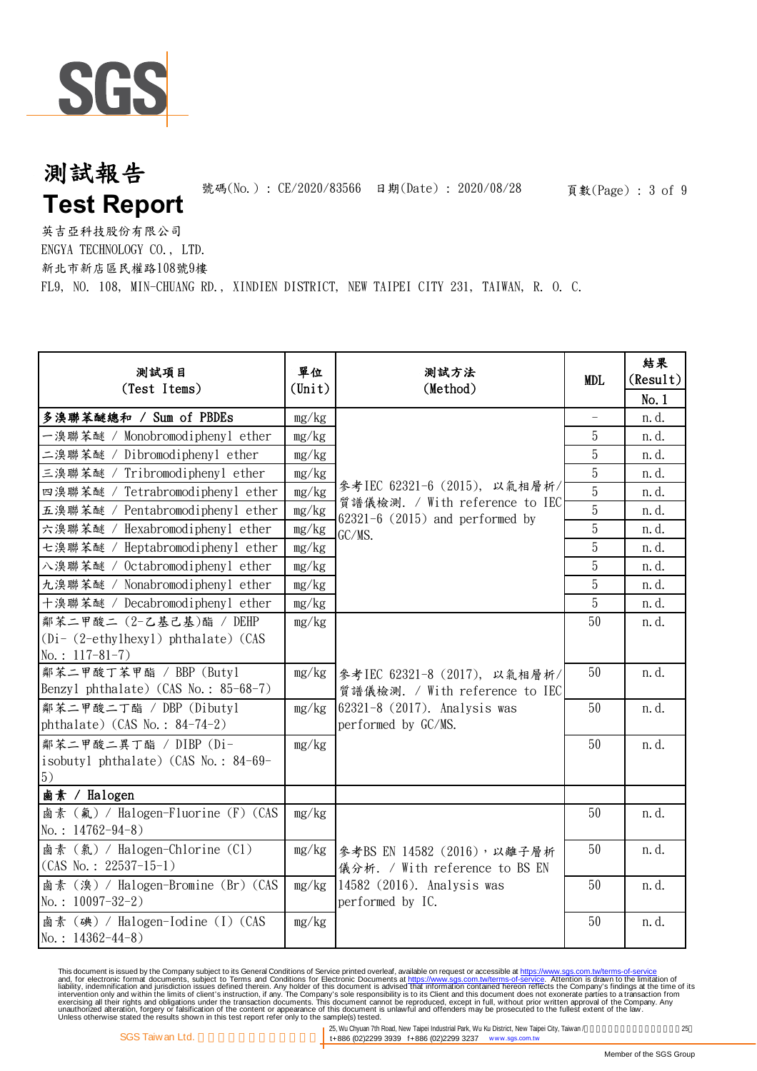# 測試報告
# Test Report

號碼(No.) : CE/2020/83566　日期(Date) : 2020/08/28

英吉亞科技股份有限公司
ENGYA TECHNOLOGY CO., LTD.
新北市新店區民權路108號9樓
FL9, NO. 108, MIN-CHUANG RD., XINDIEN DISTRICT, NEW TAIPEI CITY 231, TAIWAN, R. O. C.

| 測試項目 (Test Items) | 單位 (Unit) | 測試方法 (Method) | MDL | 結果 (Result) No.1 |
|---|---|---|---|---|
| **多溴聯苯醚總和 / Sum of PBDEs** | mg/kg | 參考IEC 62321-6 (2015), 以氣相層析/質譜儀檢測. / With reference to IEC 62321-6 (2015) and performed by GC/MS. | - | n.d. |
| 一溴聯苯醚 / Monobromodiphenyl ether | mg/kg | | 5 | n.d. |
| 二溴聯苯醚 / Dibromodiphenyl ether | mg/kg | | 5 | n.d. |
| 三溴聯苯醚 / Tribromodiphenyl ether | mg/kg | | 5 | n.d. |
| 四溴聯苯醚 / Tetrabromodiphenyl ether | mg/kg | | 5 | n.d. |
| 五溴聯苯醚 / Pentabromodiphenyl ether | mg/kg | | 5 | n.d. |
| 六溴聯苯醚 / Hexabromodiphenyl ether | mg/kg | | 5 | n.d. |
| 七溴聯苯醚 / Heptabromodiphenyl ether | mg/kg | | 5 | n.d. |
| 八溴聯苯醚 / Octabromodiphenyl ether | mg/kg | | 5 | n.d. |
| 九溴聯苯醚 / Nonabromodiphenyl ether | mg/kg | | 5 | n.d. |
| 十溴聯苯醚 / Decabromodiphenyl ether | mg/kg | | 5 | n.d. |
| 鄰苯二甲酸二 (2-乙基己基)酯 / DEHP (Di- (2-ethylhexyl) phthalate) (CAS No.: 117-81-7) | mg/kg | 參考IEC 62321-8 (2017), 以氣相層析/質譜儀檢測. / With reference to IEC 62321-8 (2017). Analysis was performed by GC/MS. | 50 | n.d. |
| 鄰苯二甲酸丁苯甲酯 / BBP (Butyl Benzyl phthalate) (CAS No.: 85-68-7) | mg/kg | | 50 | n.d. |
| 鄰苯二甲酸二丁酯 / DBP (Dibutyl phthalate) (CAS No.: 84-74-2) | mg/kg | | 50 | n.d. |
| 鄰苯二甲酸二異丁酯 / DIBP (Di-isobutyl phthalate) (CAS No.: 84-69-5) | mg/kg | | 50 | n.d. |
| **鹵素 / Halogen** | | | | |
| 鹵素 (氟) / Halogen-Fluorine (F) (CAS No.: 14762-94-8) | mg/kg | 參考BS EN 14582 (2016)，以離子層析儀分析. / With reference to BS EN 14582 (2016). Analysis was performed by IC. | 50 | n.d. |
| 鹵素 (氯) / Halogen-Chlorine (Cl) (CAS No.: 22537-15-1) | mg/kg | | 50 | n.d. |
| 鹵素 (溴) / Halogen-Bromine (Br) (CAS No.: 10097-32-2) | mg/kg | | 50 | n.d. |
| 鹵素 (碘) / Halogen-Iodine (I) (CAS No.: 14362-44-8) | mg/kg | | 50 | n.d. |

This document is issued by the Company subject to its General Conditions of Service printed overleaf, available on request or accessible at https://www.sgs.com.tw/terms-of-service and, for electronic format documents, subject to Terms and Conditions for Electronic Documents at https://www.sgs.com.tw/terms-of-service. Attention is drawn to the limitation of liability, indemnification and jurisdiction issues defined therein. Any holder of this document is advised that information contained hereon reflects the Company's findings at the time of its intervention only and within the limits of client's instruction, if any. The Company's sole responsibility is to its Client and this document does not exonerate parties to a transaction from exercising all their rights and obligations under the transaction documents. This document cannot be reproduced, except in full, without prior written approval of the Company. Any unauthorized alteration, forgery or falsification of the content or appearance of this document is unlawful and offenders may be prosecuted to the fullest extent of the law.
Unless otherwise stated the results shown in this test report refer only to the sample(s) tested.

SGS Taiwan Ltd. | 25, Wu Chyuan 7th Road, New Taipei Industrial Park, Wu Ku District, New Taipei City, Taiwan | t+886 (02)2299 3939 f+886 (02)2299 3237 www.sgs.com.tw

Member of the SGS Group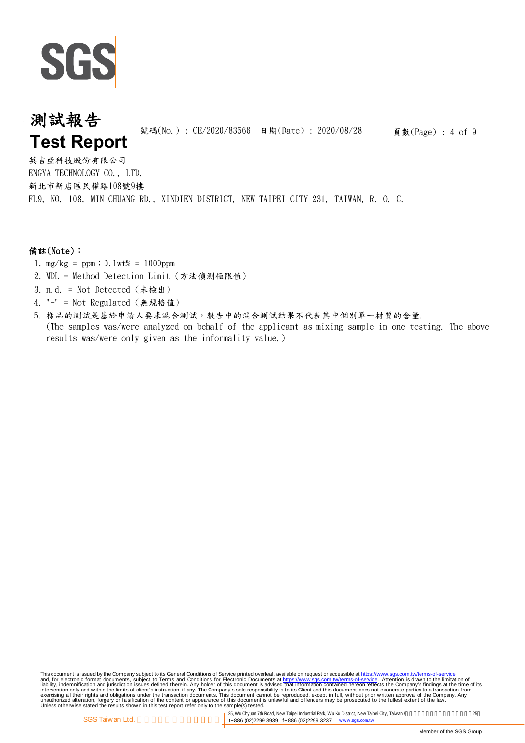# 測試報告
# Test Report

號碼(No.) : CE/2020/83566　日期(Date) : 2020/08/28

英吉亞科技股份有限公司
ENGYA TECHNOLOGY CO., LTD.
新北市新店區民權路108號9樓
FL9, NO. 108, MIN-CHUANG RD., XINDIEN DISTRICT, NEW TAIPEI CITY 231, TAIWAN, R. O. C.

**備註(Note)：**

1. mg/kg = ppm；0.1wt% = 1000ppm
2. MDL = Method Detection Limit (方法偵測極限值)
3. n.d. = Not Detected (未檢出)
4. "-" = Not Regulated (無規格值)
5. 樣品的測試是基於申請人要求混合測試，報告中的混合測試結果不代表其中個別單一材質的含量.
   (The samples was/were analyzed on behalf of the applicant as mixing sample in one testing. The above results was/were only given as the informality value.)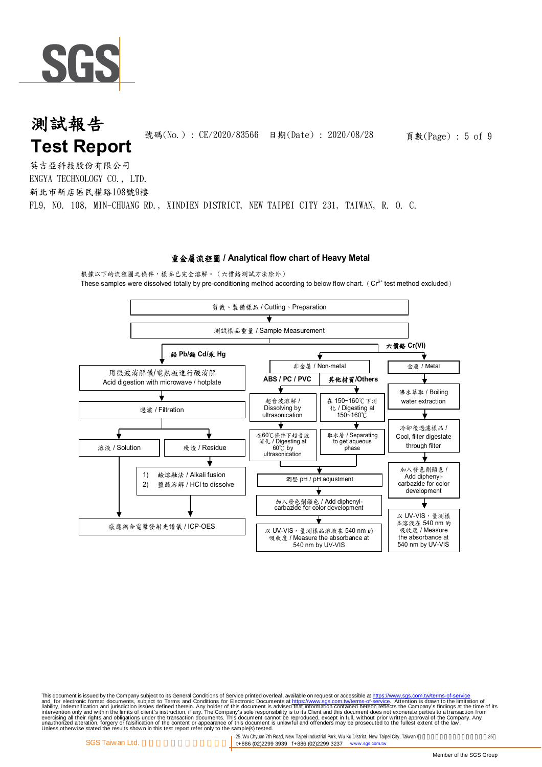# 測試報告
# Test Report

號碼(No.) : CE/2020/83566　日期(Date) : 2020/08/28

英吉亞科技股份有限公司
ENGYA TECHNOLOGY CO., LTD.
新北市新店區民權路108號9樓
FL9, NO. 108, MIN-CHUANG RD., XINDIEN DISTRICT, NEW TAIPEI CITY 231, TAIWAN, R. O. C.

## 重金屬流程圖 / Analytical flow chart of Heavy Metal

根據以下的流程圖之條件，樣品已完全溶解。（六價鉻測試方法除外）
These samples were dissolved totally by pre-conditioning method according to below flow chart. ($Cr^{6+}$ test method excluded)

剪裁、製備樣品 / Cutting、Preparation

測試樣品重量 / Sample Measurement

鉛 Pb/鎘 Cd/汞 Hg

用微波消解儀/電熱板進行酸消解
Acid digestion with microwave / hotplate

過濾 / Filtration

溶液 / Solution

殘渣 / Residue

1) 鹼熔融法 / Alkali fusion
2) 鹽酸溶解 / HCl to dissolve

感應耦合電漿發射光譜儀 / ICP-OES

六價鉻 Cr(VI)

非金屬 / Non-metal

ABS / PC / PVC

超音波溶解 / Dissolving by ultrasonication

在60℃條件下超音波消化 / Digesting at 60℃ by ultrasonication

其他材質/Others

在 150~160℃下消化 / Digesting at 150~160℃

取水層 / Separating to get aqueous phase

調整 pH / pH adjustment

加入發色劑顯色 / Add diphenyl-carbazide for color development

以 UV-VIS，量測樣品溶液在 540 nm 的吸收度 / Measure the absorbance at 540 nm by UV-VIS

金屬 / Metal

沸水萃取 / Boiling water extraction

冷卻後過濾樣品 / Cool, filter digestate through filter

加入發色劑顯色 / Add diphenyl-carbazide for color development

以 UV-VIS，量測樣品溶液在 540 nm 的吸收度 / Measure the absorbance at 540 nm by UV-VIS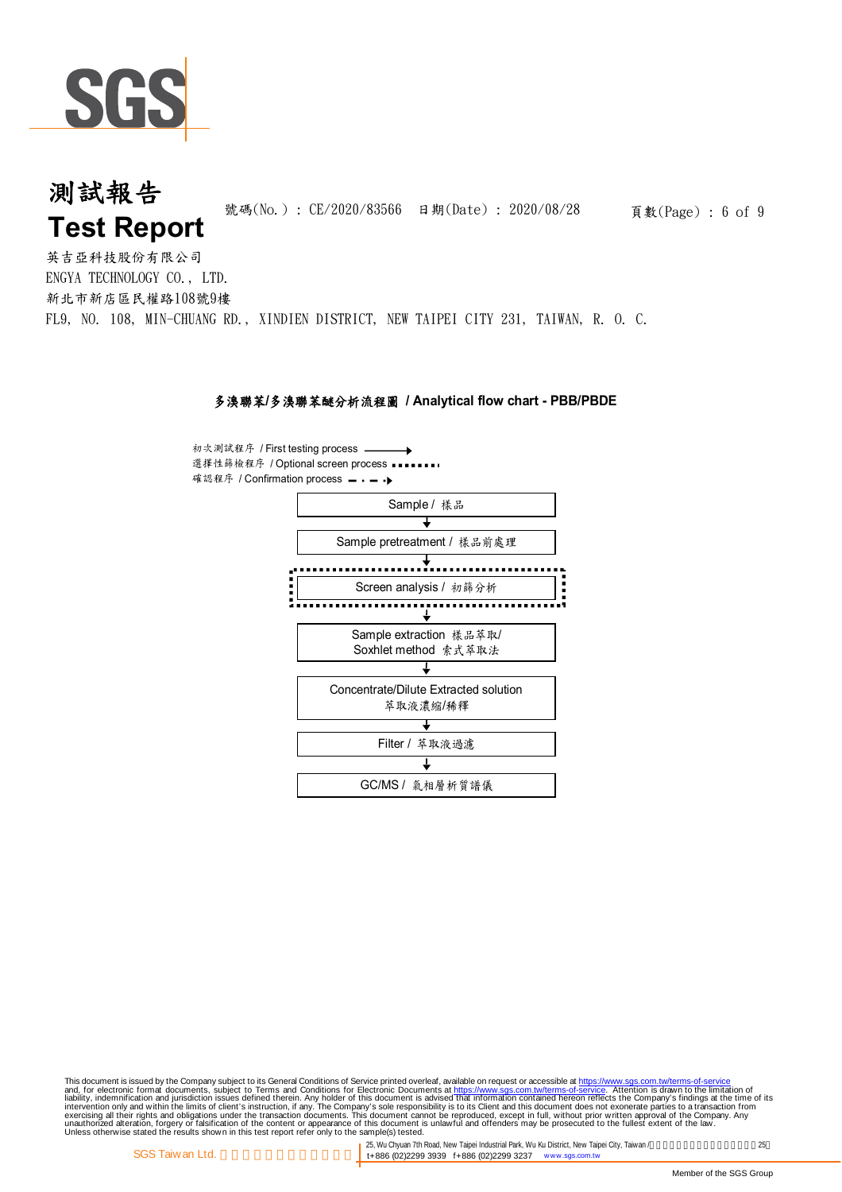# 測試報告
# Test Report

號碼(No.) : CE/2020/83566 日期(Date) : 2020/08/28

英吉亞科技股份有限公司
ENGYA TECHNOLOGY CO., LTD.
新北市新店區民權路108號9樓
FL9, NO. 108, MIN-CHUANG RD., XINDIEN DISTRICT, NEW TAIPEI CITY 231, TAIWAN, R. O. C.

## 多溴聯苯/多溴聯苯醚分析流程圖 / Analytical flow chart - PBB/PBDE

初次測試程序 / First testing process
選擇性篩檢程序 / Optional screen process
確認程序 / Confirmation process

Sample / 樣品
Sample pretreatment / 樣品前處理
Screen analysis / 初篩分析
Sample extraction 樣品萃取/
Soxhlet method 索式萃取法
Concentrate/Dilute Extracted solution
萃取液濃縮/稀釋
Filter / 萃取液過濾
GC/MS / 氣相層析質譜儀

This document is issued by the Company subject to its General Conditions of Service printed overleaf, available on request or accessible at https://www.sgs.com.tw/terms-of-service and, for electronic format documents, subject to Terms and Conditions for Electronic Documents at https://www.sgs.com.tw/terms-of-service. Attention is drawn to the limitation of liability, indemnification and jurisdiction issues defined therein. Any holder of this document is advised that information contained hereon reflects the Company's findings at the time of its intervention only and within the limits of client's instruction, if any. The Company's sole responsibility is to its Client and this document does not exonerate parties to a transaction from exercising all their rights and obligations under the transaction documents. This document cannot be reproduced, except in full, without prior written approval of the Company. Any unauthorized alteration, forgery or falsification of the content or appearance of this document is unlawful and offenders may be prosecuted to the fullest extent of the law.
Unless otherwise stated the results shown in this test report refer only to the sample(s) tested.

SGS Taiwan Ltd. | 25, Wu Chyuan 7th Road, New Taipei Industrial Park, Wu Ku District, New Taipei City, Taiwan
t+886 (02)2299 3939 f+886 (02)2299 3237 www.sgs.com.tw

Member of the SGS Group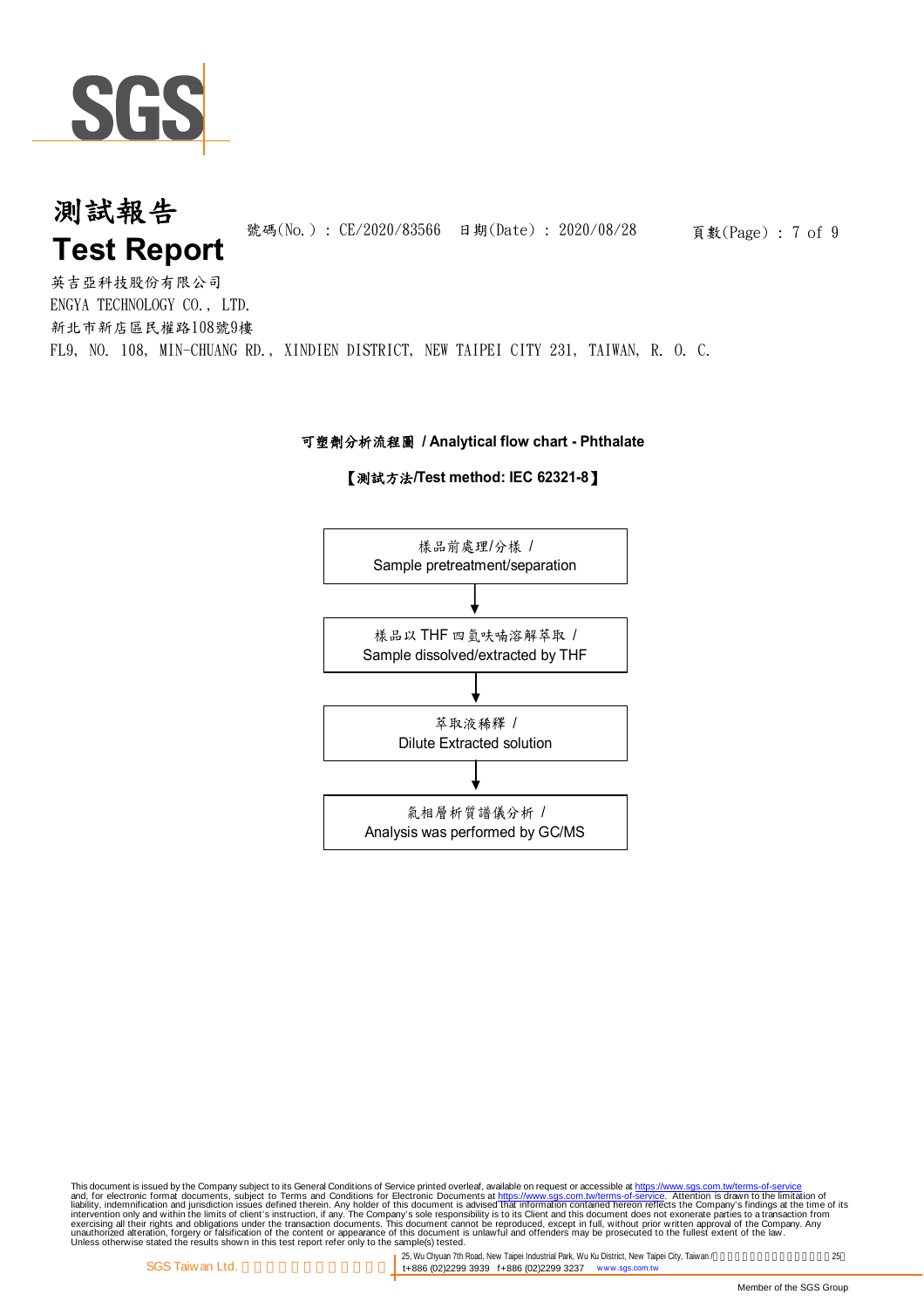# 測試報告
# Test Report

號碼(No.) : CE/2020/83566 日期(Date) : 2020/08/28

英吉亞科技股份有限公司
ENGYA TECHNOLOGY CO., LTD.
新北市新店區民權路108號9樓
FL9, NO. 108, MIN-CHUANG RD., XINDIEN DISTRICT, NEW TAIPEI CITY 231, TAIWAN, R. O. C.

**可塑劑分析流程圖 / Analytical flow chart - Phthalate**

**【測試方法/Test method: IEC 62321-8】**

樣品前處理/分樣 /
Sample pretreatment/separation

↓

樣品以 THF 四氫呋喃溶解萃取 /
Sample dissolved/extracted by THF

↓

萃取液稀釋 /
Dilute Extracted solution

↓

氣相層析質譜儀分析 /
Analysis was performed by GC/MS

This document is issued by the Company subject to its General Conditions of Service printed overleaf, available on request or accessible at https://www.sgs.com.tw/terms-of-service and, for electronic format documents, subject to Terms and Conditions for Electronic Documents at https://www.sgs.com.tw/terms-of-service. Attention is drawn to the limitation of liability, indemnification and jurisdiction issues defined therein. Any holder of this document is advised that information contained hereon reflects the Company's findings at the time of its intervention only and within the limits of client's instruction, if any. The Company's sole responsibility is to its Client and this document does not exonerate parties to a transaction from exercising all their rights and obligations under the transaction documents. This document cannot be reproduced, except in full, without prior written approval of the Company. Any unauthorized alteration, forgery or falsification of the content or appearance of this document is unlawful and offenders may be prosecuted to the fullest extent of the law.
Unless otherwise stated the results shown in this test report refer only to the sample(s) tested.

SGS Taiwan Ltd. | 25, Wu Chyuan 7th Road, New Taipei Industrial Park, Wu Ku District, New Taipei City, Taiwan / 25
t+886 (02)2299 3939 f+886 (02)2299 3237 www.sgs.com.tw

Member of the SGS Group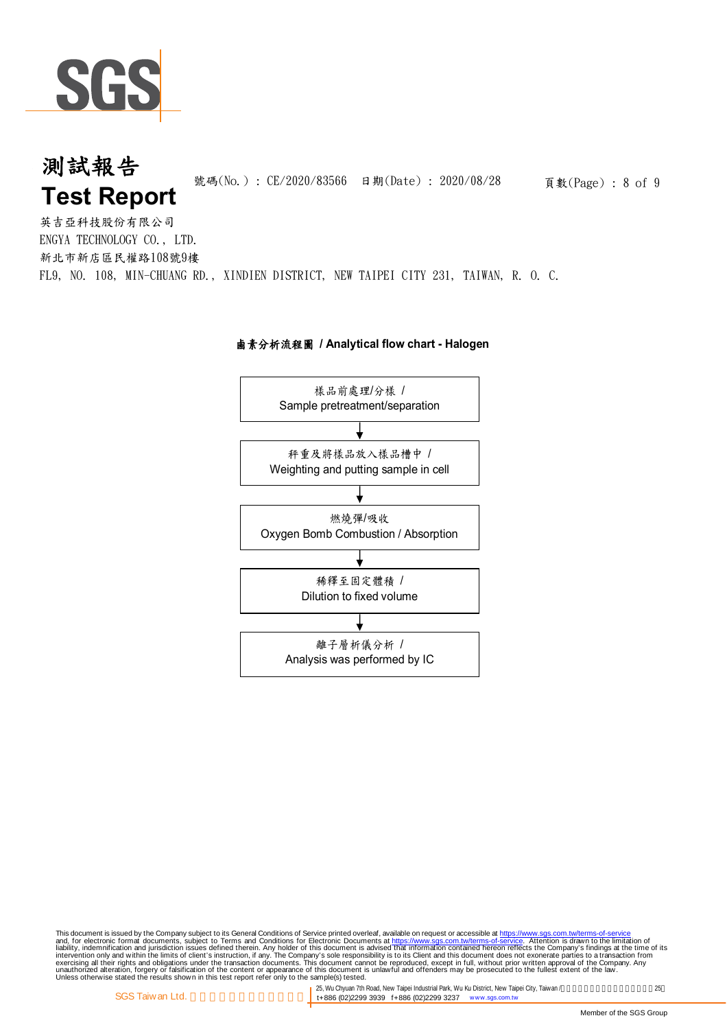# 測試報告
# Test Report

號碼(No.)：CE/2020/83566　日期(Date)：2020/08/28

英吉亞科技股份有限公司
ENGYA TECHNOLOGY CO., LTD.
新北市新店區民權路108號9樓
FL9, NO. 108, MIN-CHUANG RD., XINDIEN DISTRICT, NEW TAIPEI CITY 231, TAIWAN, R. O. C.

## 鹵素分析流程圖 / Analytical flow chart - Halogen

樣品前處理/分樣 /
Sample pretreatment/separation

↓

秤重及將樣品放入樣品槽中 /
Weighting and putting sample in cell

↓

燃燒彈/吸收
Oxygen Bomb Combustion / Absorption

↓

稀釋至固定體積 /
Dilution to fixed volume

↓

離子層析儀分析 /
Analysis was performed by IC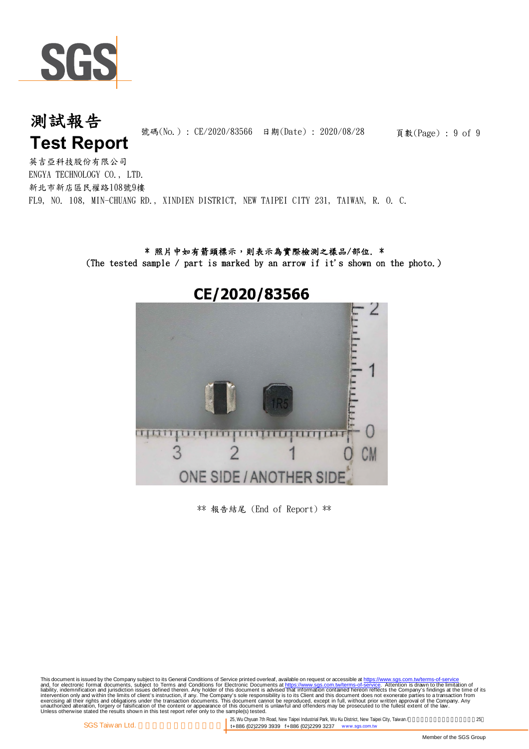# 測試報告
# Test Report

號碼(No.) : CE/2020/83566　日期(Date) : 2020/08/28

英吉亞科技股份有限公司
ENGYA TECHNOLOGY CO., LTD.
新北市新店區民權路108號9樓
FL9, NO. 108, MIN-CHUANG RD., XINDIEN DISTRICT, NEW TAIPEI CITY 231, TAIWAN, R. O. C.

**\* 照片中如有箭頭標示，則表示為實際檢測之樣品/部位. \***
(The tested sample / part is marked by an arrow if it's shown on the photo.)

**CE/2020/83566**

ONE SIDE / ANOTHER SIDE

** 報告結尾 (End of Report) **

This document is issued by the Company subject to its General Conditions of Service printed overleaf, available on request or accessible at https://www.sgs.com.tw/terms-of-service and, for electronic format documents, subject to Terms and Conditions for Electronic Documents at https://www.sgs.com.tw/terms-of-service. Attention is drawn to the limitation of liability, indemnification and jurisdiction issues defined therein. Any holder of this document is advised that information contained hereon reflects the Company's findings at the time of its intervention only and within the limits of client's instruction, if any. The Company's sole responsibility is to its Client and this document does not exonerate parties to a transaction from exercising all their rights and obligations under the transaction documents. This document cannot be reproduced, except in full, without prior written approval of the Company. Any unauthorized alteration, forgery or falsification of the content or appearance of this document is unlawful and offenders may be prosecuted to the fullest extent of the law.
Unless otherwise stated the results shown in this test report refer only to the sample(s) tested.

SGS Taiwan Ltd. | 25, Wu Chyuan 7th Road, New Taipei Industrial Park, Wu Ku District, New Taipei City, Taiwan / t+886 (02)2299 3939 f+886 (02)2299 3237 www.sgs.com.tw

Member of the SGS Group